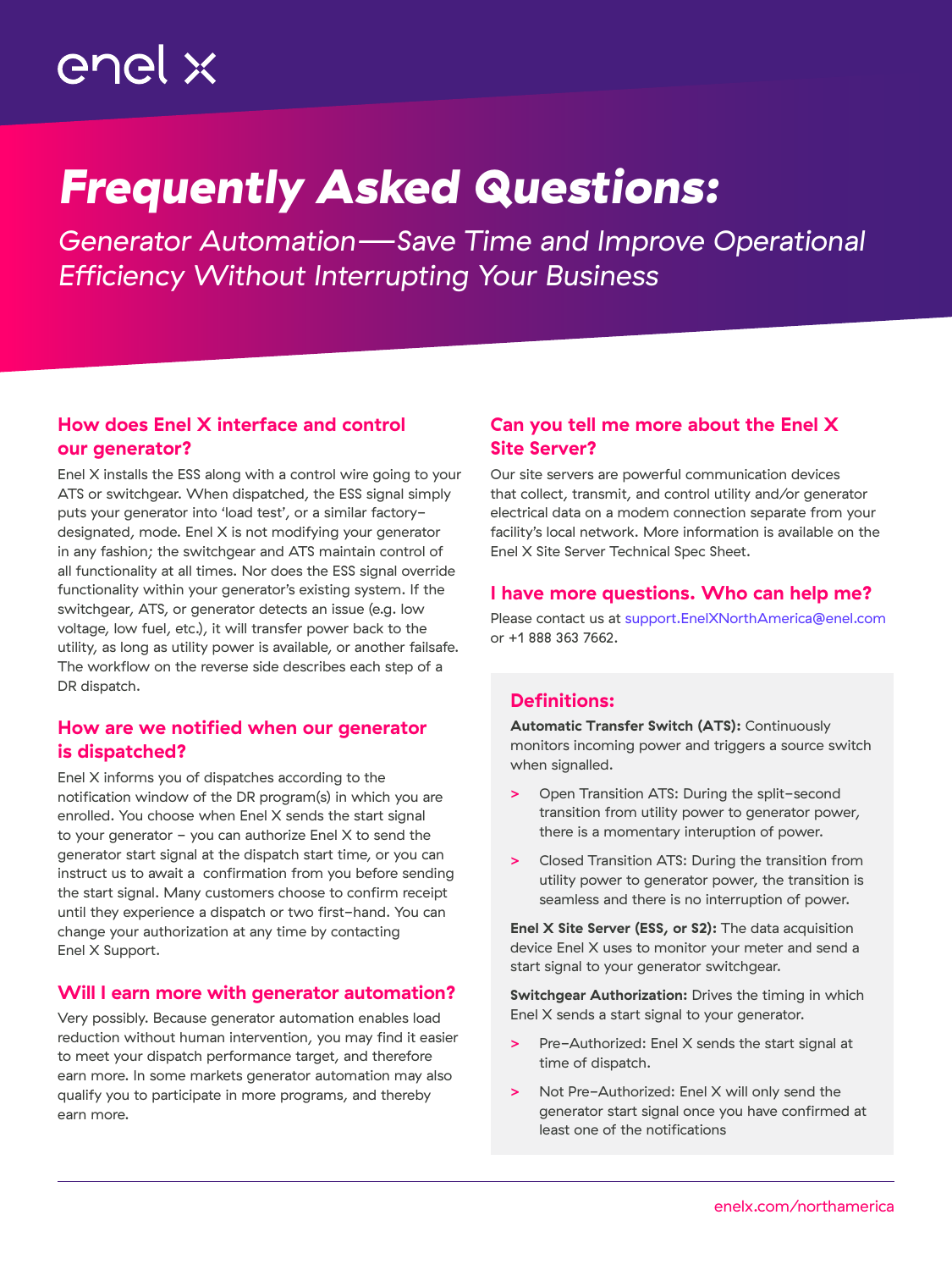enel x

# *Frequently Asked Questions:*

*Generator Automation—Save Time and Improve Operational Efficiency Without Interrupting Your Business*

## How does Enel X interface and control our generator?

Enel X installs the ESS along with a control wire going to your ATS or switchgear. When dispatched, the ESS signal simply puts your generator into 'load test', or a similar factory-designated, mode. Enel X is not modifying your generator in any fashion; the switchgear and ATS maintain control of all functionality at all times. Nor does the ESS signal override functionality within your generator's existing system. If the switchgear, ATS, or generator detects an issue (e.g. low voltage, low fuel, etc.), it will transfer power back to the utility, as long as utility power is available, or another failsafe. The workflow on the reverse side describes each step of a DR dispatch.

## How are we notified when our generator is dispatched?

Enel X informs you of dispatches according to the notification window of the DR program(s) in which you are enrolled. You choose when Enel X sends the start signal to your generator – you can authorize Enel X to send the generator start signal at the dispatch start time, or you can instruct us to await a confirmation from you before sending the start signal. Many customers choose to confirm receipt until they experience a dispatch or two first-hand. You can change your authorization at any time by contacting Enel X Support.

## Will I earn more with generator automation?

Very possibly. Because generator automation enables load reduction without human intervention, you may find it easier to meet your dispatch performance target, and therefore earn more. In some markets generator automation may also qualify you to participate in more programs, and thereby earn more.

## Can you tell me more about the Enel X Site Server?

Our site servers are powerful communication devices that collect, transmit, and control utility and/or generator electrical data on a modem connection separate from your facility's local network. More information is available on the Enel X Site Server Technical Spec Sheet.

## I have more questions. Who can help me?

Please contact us at support.EnelXNorthAmerica@enel.com or +1 888 363 7662.

## Definitions:

**Automatic Transfer Switch (ATS):** Continuously monitors incoming power and triggers a source switch when signalled.

- Open Transition ATS: During the split-second transition from utility power to generator power, there is a momentary interuption of power.
- Closed Transition ATS: During the transition from utility power to generator power, the transition is seamless and there is no interruption of power.

**Enel X Site Server (ESS, or S2):** The data acquisition device Enel X uses to monitor your meter and send a start signal to your generator switchgear.

**Switchgear Authorization:** Drives the timing in which Enel X sends a start signal to your generator.

- Pre-Authorized: Enel X sends the start signal at time of dispatch.
- Not Pre-Authorized: Enel X will only send the generator start signal once you have confirmed at least one of the notifications

enelx.com/northamerica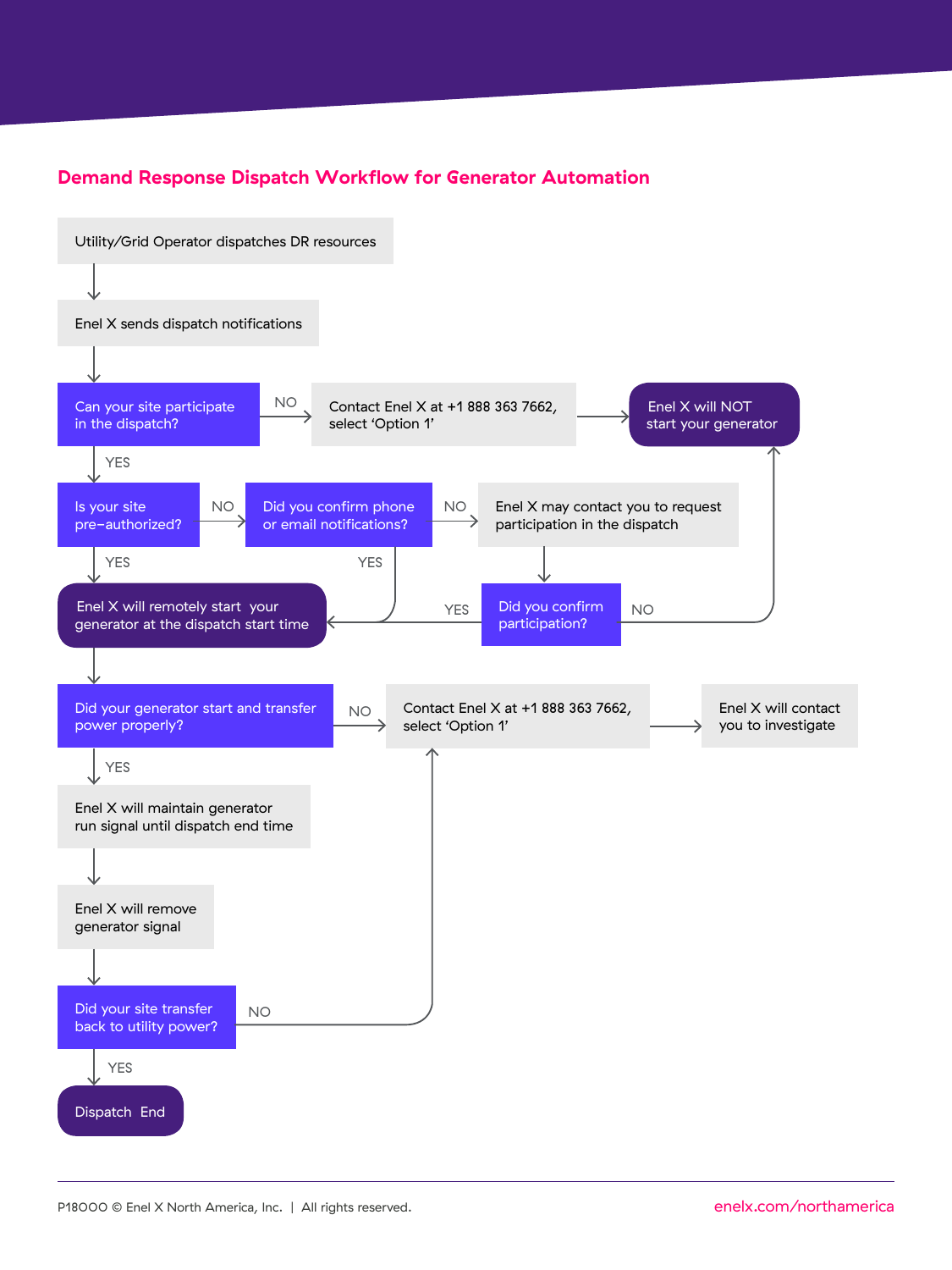## Demand Response Dispatch Workflow for Generator Automation

Utility/Grid Operator dispatches DR resources

Enel X sends dispatch notifications

Can your site participate in the dispatch?

NO

Contact Enel X at +1 888 363 7662, select 'Option 1'

Enel X will NOT start your generator

YES

Is your site pre–authorized?

NO

Did you confirm phone or email notifications?

NO

Enel X may contact you to request participation in the dispatch

YES

YES

Enel X will remotely start your generator at the dispatch start time

YES

Did you confirm participation?

NO

Did your generator start and transfer power properly?

NO

Contact Enel X at +1 888 363 7662, select 'Option 1'

Enel X will contact you to investigate

YES

Enel X will maintain generator run signal until dispatch end time

Enel X will remove generator signal

Did your site transfer back to utility power?

NO

YES

Dispatch End

P18000 © Enel X North America, Inc. | All rights reserved.

enelx.com/northamerica